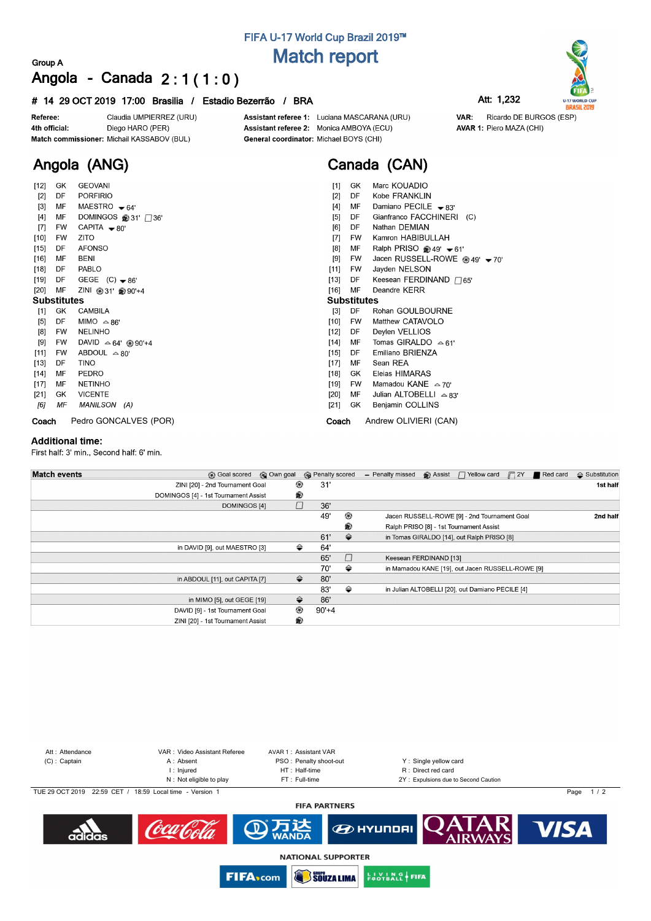# FIFA U-17 World Cup Brazil 2019™

## Match report

Group A

# Angola - Canada 2 : 1 ( 1 : 0 )

**# 14 29 OCT 2019 17:00 Brasilia / Estadio Bezerrão / BRA**

Att: 1,232

**Referee:** Claudia UMPIERREZ (URU)
**4th official:** Diego HARO (PER)
**Match commissioner:** Michail KASSABOV (BUL)
**Assistant referee 1:** Luciana MASCARANA (URU)
**Assistant referee 2:** Monica AMBOYA (ECU)
**General coordinator:** Michael BOYS (CHI)
**VAR:** Ricardo DE BURGOS (ESP)
**AVAR 1:** Piero MAZA (CHI)

## Angola (ANG)

| No. | Pos | Player | Events |
|---|---|---|---|
| [12] | GK | GEOVANI | |
| [2] | DF | PORFIRIO | |
| [3] | MF | MAESTRO | ▼64' |
| [4] | MF | DOMINGOS | Assist 31', Yellow card 36' |
| [7] | FW | CAPITA | ▼80' |
| [10] | FW | ZITO | |
| [15] | DF | AFONSO | |
| [16] | MF | BENI | |
| [18] | DF | PABLO | |
| [19] | DF | GEGE (C) | ▼86' |
| [20] | MF | ZINI | Goal 31', Assist 90'+4 |

**Substitutes**

| No. | Pos | Player | Events |
|---|---|---|---|
| [1] | GK | CAMBILA | |
| [5] | DF | MIMO | ▲86' |
| [8] | FW | NELINHO | |
| [9] | FW | DAVID | ▲64', Goal 90'+4 |
| [11] | FW | ABDOUL | ▲80' |
| [13] | DF | TINO | |
| [14] | MF | PEDRO | |
| [17] | MF | NETINHO | |
| [21] | GK | VICENTE | |
| *[6]* | *MF* | *MANILSON (A)* | |

**Coach** Pedro GONCALVES (POR)

## Canada (CAN)

| No. | Pos | Player | Events |
|---|---|---|---|
| [1] | GK | Marc KOUADIO | |
| [2] | DF | Kobe FRANKLIN | |
| [4] | MF | Damiano PECILE | ▼83' |
| [5] | DF | Gianfranco FACCHINERI (C) | |
| [6] | DF | Nathan DEMIAN | |
| [7] | FW | Kamron HABIBULLAH | |
| [8] | MF | Ralph PRISO | Assist 49', ▼61' |
| [9] | FW | Jacen RUSSELL-ROWE | Goal 49', ▼70' |
| [11] | FW | Jayden NELSON | |
| [13] | DF | Keesean FERDINAND | Yellow card 65' |
| [16] | MF | Deandre KERR | |

**Substitutes**

| No. | Pos | Player | Events |
|---|---|---|---|
| [3] | DF | Rohan GOULBOURNE | |
| [10] | FW | Matthew CATAVOLO | |
| [12] | DF | Deylen VELLIOS | |
| [14] | MF | Tomas GIRALDO | ▲61' |
| [15] | DF | Emiliano BRIENZA | |
| [17] | MF | Sean REA | |
| [18] | GK | Eleias HIMARAS | |
| [19] | FW | Mamadou KANE | ▲70' |
| [20] | MF | Julian ALTOBELLI | ▲83' |
| [21] | GK | Benjamin COLLINS | |

**Coach** Andrew OLIVIERI (CAN)

### Additional time:

First half: 3' min., Second half: 6' min.

### Match events

| Angola | Event | Minute | Event | Canada | Half |
|---|---|---|---|---|---|
| ZINI [20] - 2nd Tournament Goal | Goal scored | 31' | | | 1st half |
| DOMINGOS [4] - 1st Tournament Assist | Assist | | | | |
| DOMINGOS [4] | Yellow card | 36' | | | |
| | | 49' | Goal scored | Jacen RUSSELL-ROWE [9] - 2nd Tournament Goal | 2nd half |
| | | | Assist | Ralph PRISO [8] - 1st Tournament Assist | |
| | | 61' | Substitution | in Tomas GIRALDO [14], out Ralph PRISO [8] | |
| in DAVID [9], out MAESTRO [3] | Substitution | 64' | | | |
| | | 65' | Yellow card | Keesean FERDINAND [13] | |
| | | 70' | Substitution | in Mamadou KANE [19], out Jacen RUSSELL-ROWE [9] | |
| in ABDOUL [11], out CAPITA [7] | Substitution | 80' | | | |
| | | 83' | Substitution | in Julian ALTOBELLI [20], out Damiano PECILE [4] | |
| in MIMO [5], out GEGE [19] | Substitution | 86' | | | |
| DAVID [9] - 1st Tournament Goal | Goal scored | 90'+4 | | | |
| ZINI [20] - 1st Tournament Assist | Assist | | | | |

Att : Attendance
(C) : Captain
VAR : Video Assistant Referee
A : Absent
I : Injured
N : Not eligible to play
AVAR 1 : Assistant VAR
PSO : Penalty shoot-out
HT : Half-time
FT : Full-time
Y : Single yellow card
R : Direct red card
2Y : Expulsions due to Second Caution

TUE 29 OCT 2019 22:59 CET / 18:59 Local time - Version 1

FIFA PARTNERS

NATIONAL SUPPORTER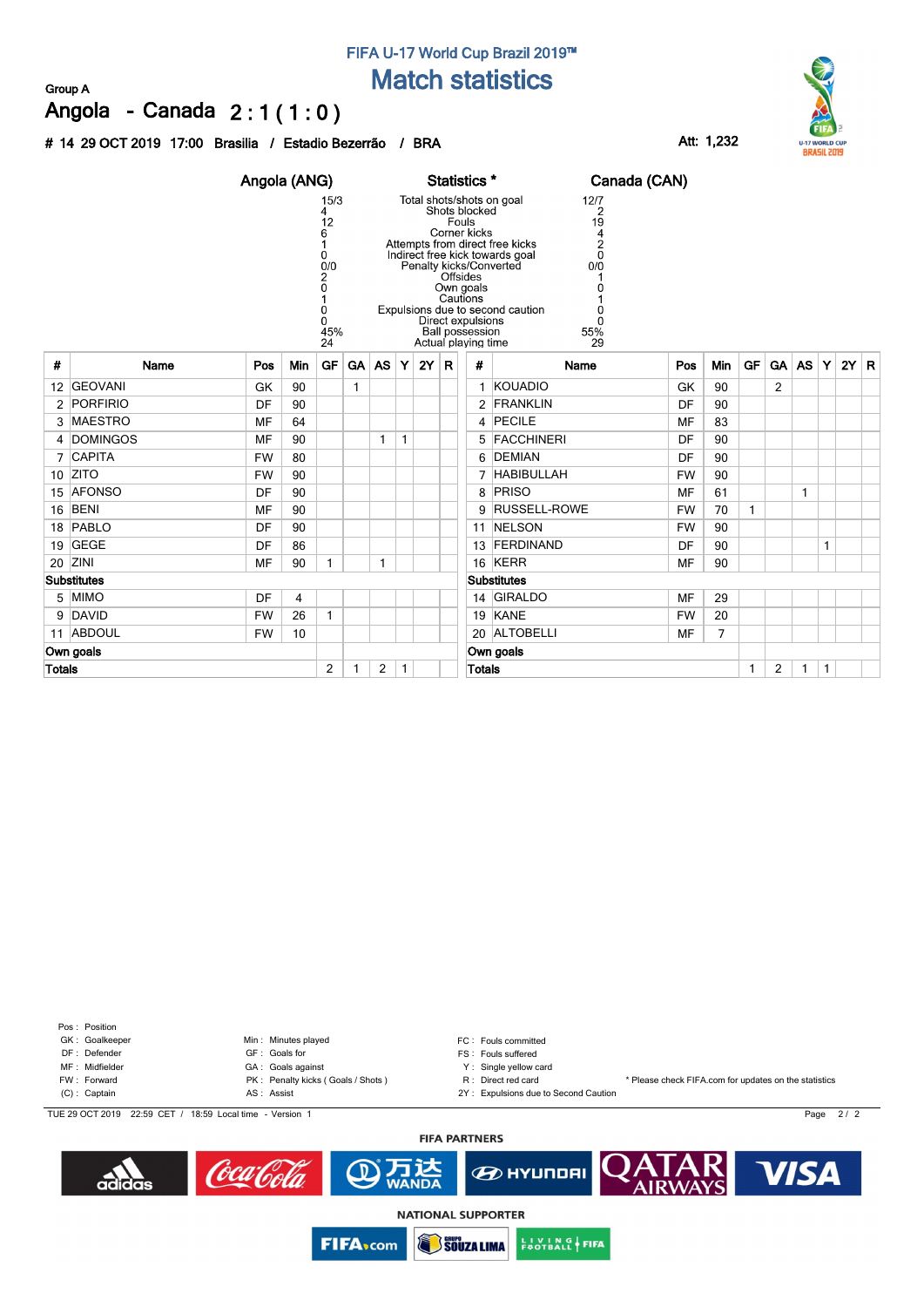FIFA U-17 World Cup Brazil 2019™

# Match statistics

Group A

## Angola - Canada 2 : 1 ( 1 : 0 )

# 14 29 OCT 2019 17:00 Brasilia / Estadio Bezerrão / BRA

Att: 1,232

| Angola (ANG) | Statistics * | Canada (CAN) |
|---|---|---|
| 15/3 | Total shots/shots on goal | 12/7 |
| 4 | Shots blocked | 2 |
| 12 | Fouls | 19 |
| 6 | Corner kicks | 4 |
| 1 | Attempts from direct free kicks | 2 |
| 0 | Indirect free kick towards goal | 0 |
| 0/0 | Penalty kicks/Converted | 0/0 |
| 2 | Offsides | 1 |
| 0 | Own goals | 0 |
| 1 | Cautions | 1 |
| 0 | Expulsions due to second caution | 0 |
| 0 | Direct expulsions | 0 |
| 45% | Ball possession | 55% |
| 24 | Actual playing time | 29 |

| # | Name | Pos | Min | GF | GA | AS | Y | 2Y | R |
|---|---|---|---|---|---|---|---|---|---|
| 12 | GEOVANI | GK | 90 | | 1 | | | | |
| 2 | PORFIRIO | DF | 90 | | | | | | |
| 3 | MAESTRO | MF | 64 | | | | | | |
| 4 | DOMINGOS | MF | 90 | | | 1 | 1 | | |
| 7 | CAPITA | FW | 80 | | | | | | |
| 10 | ZITO | FW | 90 | | | | | | |
| 15 | AFONSO | DF | 90 | | | | | | |
| 16 | BENI | MF | 90 | | | | | | |
| 18 | PABLO | DF | 90 | | | | | | |
| 19 | GEGE | DF | 86 | | | | | | |
| 20 | ZINI | MF | 90 | 1 | | 1 | | | |
| **Substitutes** | | | | | | | | | |
| 5 | MIMO | DF | 4 | | | | | | |
| 9 | DAVID | FW | 26 | 1 | | | | | |
| 11 | ABDOUL | FW | 10 | | | | | | |
| **Own goals** | | | | | | | | | |
| **Totals** | | | | 2 | 1 | 2 | 1 | | |

| # | Name | Pos | Min | GF | GA | AS | Y | 2Y | R |
|---|---|---|---|---|---|---|---|---|---|
| 1 | KOUADIO | GK | 90 | | 2 | | | | |
| 2 | FRANKLIN | DF | 90 | | | | | | |
| 4 | PECILE | MF | 83 | | | | | | |
| 5 | FACCHINERI | DF | 90 | | | | | | |
| 6 | DEMIAN | DF | 90 | | | | | | |
| 7 | HABIBULLAH | FW | 90 | | | | | | |
| 8 | PRISO | MF | 61 | | | 1 | | | |
| 9 | RUSSELL-ROWE | FW | 70 | 1 | | | | | |
| 11 | NELSON | FW | 90 | | | | | | |
| 13 | FERDINAND | DF | 90 | | | | 1 | | |
| 16 | KERR | MF | 90 | | | | | | |
| **Substitutes** | | | | | | | | | |
| 14 | GIRALDO | MF | 29 | | | | | | |
| 19 | KANE | FW | 20 | | | | | | |
| 20 | ALTOBELLI | MF | 7 | | | | | | |
| **Own goals** | | | | | | | | | |
| **Totals** | | | | 1 | 2 | 1 | 1 | | |

Pos : Position
GK : Goalkeeper
DF : Defender
MF : Midfielder
FW : Forward
(C) : Captain

Min : Minutes played
GF : Goals for
GA : Goals against
PK : Penalty kicks ( Goals / Shots )
AS : Assist

FC : Fouls committed
FS : Fouls suffered
Y : Single yellow card
R : Direct red card
2Y : Expulsions due to Second Caution

* Please check FIFA.com for updates on the statistics

TUE 29 OCT 2019 22:59 CET / 18:59 Local time - Version 1

FIFA PARTNERS

NATIONAL SUPPORTER